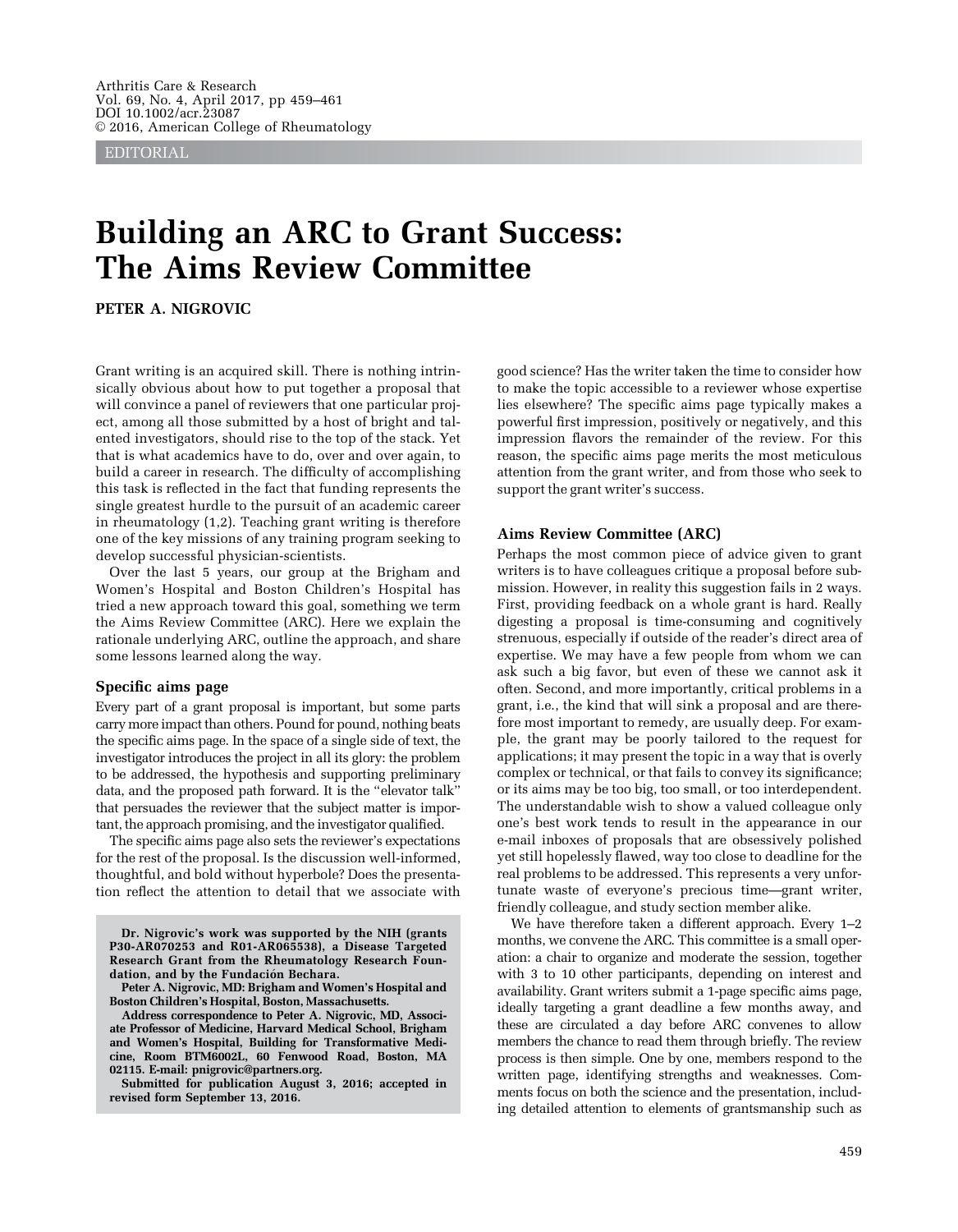EDITORIAL

# Building an ARC to Grant Success: The Aims Review Committee

**PETER A. NIGROVIC**

Grant writing is an acquired skill. There is nothing intrinsically obvious about how to put together a proposal that will convince a panel of reviewers that one particular project, among all those submitted by a host of bright and talented investigators, should rise to the top of the stack. Yet that is what academics have to do, over and over again, to build a career in research. The difficulty of accomplishing this task is reflected in the fact that funding represents the single greatest hurdle to the pursuit of an academic career in rheumatology (1,2). Teaching grant writing is therefore one of the key missions of any training program seeking to develop successful physician-scientists.

Over the last 5 years, our group at the Brigham and Women's Hospital and Boston Children's Hospital has tried a new approach toward this goal, something we term the Aims Review Committee (ARC). Here we explain the rationale underlying ARC, outline the approach, and share some lessons learned along the way.

### Specific aims page

Every part of a grant proposal is important, but some parts carry more impact than others. Pound for pound, nothing beats the specific aims page. In the space of a single side of text, the investigator introduces the project in all its glory: the problem to be addressed, the hypothesis and supporting preliminary data, and the proposed path forward. It is the "elevator talk" that persuades the reviewer that the subject matter is important, the approach promising, and the investigator qualified.

The specific aims page also sets the reviewer's expectations for the rest of the proposal. Is the discussion well-informed, thoughtful, and bold without hyperbole? Does the presentation reflect the attention to detail that we associate with good science? Has the writer taken the time to consider how to make the topic accessible to a reviewer whose expertise lies elsewhere? The specific aims page typically makes a powerful first impression, positively or negatively, and this impression flavors the remainder of the review. For this reason, the specific aims page merits the most meticulous attention from the grant writer, and from those who seek to support the grant writer's success.

### Aims Review Committee (ARC)

Perhaps the most common piece of advice given to grant writers is to have colleagues critique a proposal before submission. However, in reality this suggestion fails in 2 ways. First, providing feedback on a whole grant is hard. Really digesting a proposal is time-consuming and cognitively strenuous, especially if outside of the reader's direct area of expertise. We may have a few people from whom we can ask such a big favor, but even of these we cannot ask it often. Second, and more importantly, critical problems in a grant, i.e., the kind that will sink a proposal and are therefore most important to remedy, are usually deep. For example, the grant may be poorly tailored to the request for applications; it may present the topic in a way that is overly complex or technical, or that fails to convey its significance; or its aims may be too big, too small, or too interdependent. The understandable wish to show a valued colleague only one's best work tends to result in the appearance in our e-mail inboxes of proposals that are obsessively polished yet still hopelessly flawed, way too close to deadline for the real problems to be addressed. This represents a very unfortunate waste of everyone's precious time—grant writer, friendly colleague, and study section member alike.

We have therefore taken a different approach. Every 1–2 months, we convene the ARC. This committee is a small operation: a chair to organize and moderate the session, together with 3 to 10 other participants, depending on interest and availability. Grant writers submit a 1-page specific aims page, ideally targeting a grant deadline a few months away, and these are circulated a day before ARC convenes to allow members the chance to read them through briefly. The review process is then simple. One by one, members respond to the written page, identifying strengths and weaknesses. Comments focus on both the science and the presentation, including detailed attention to elements of grantsmanship such as

**Dr. Nigrovic's work was supported by the NIH (grants P30-AR070253 and R01-AR065538), a Disease Targeted Research Grant from the Rheumatology Research Foundation, and by the Fundación Bechara.**

**Peter A. Nigrovic, MD: Brigham and Women's Hospital and Boston Children's Hospital, Boston, Massachusetts.**

**Address correspondence to Peter A. Nigrovic, MD, Associate Professor of Medicine, Harvard Medical School, Brigham and Women's Hospital, Building for Transformative Medicine, Room BTM6002L, 60 Fenwood Road, Boston, MA 02115. E-mail: pnigrovic@partners.org.**

**Submitted for publication August 3, 2016; accepted in revised form September 13, 2016.**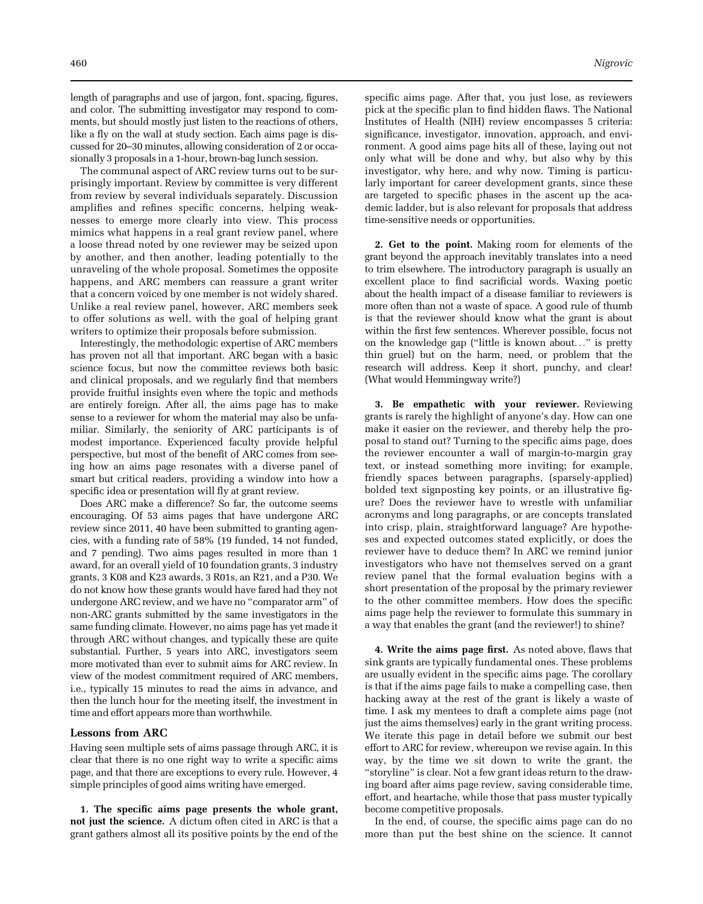length of paragraphs and use of jargon, font, spacing, figures, and color. The submitting investigator may respond to comments, but should mostly just listen to the reactions of others, like a fly on the wall at study section. Each aims page is discussed for 20–30 minutes, allowing consideration of 2 or occasionally 3 proposals in a 1-hour, brown-bag lunch session.

The communal aspect of ARC review turns out to be surprisingly important. Review by committee is very different from review by several individuals separately. Discussion amplifies and refines specific concerns, helping weaknesses to emerge more clearly into view. This process mimics what happens in a real grant review panel, where a loose thread noted by one reviewer may be seized upon by another, and then another, leading potentially to the unraveling of the whole proposal. Sometimes the opposite happens, and ARC members can reassure a grant writer that a concern voiced by one member is not widely shared. Unlike a real review panel, however, ARC members seek to offer solutions as well, with the goal of helping grant writers to optimize their proposals before submission.

Interestingly, the methodologic expertise of ARC members has proven not all that important. ARC began with a basic science focus, but now the committee reviews both basic and clinical proposals, and we regularly find that members provide fruitful insights even where the topic and methods are entirely foreign. After all, the aims page has to make sense to a reviewer for whom the material may also be unfamiliar. Similarly, the seniority of ARC participants is of modest importance. Experienced faculty provide helpful perspective, but most of the benefit of ARC comes from seeing how an aims page resonates with a diverse panel of smart but critical readers, providing a window into how a specific idea or presentation will fly at grant review.

Does ARC make a difference? So far, the outcome seems encouraging. Of 53 aims pages that have undergone ARC review since 2011, 40 have been submitted to granting agencies, with a funding rate of 58% (19 funded, 14 not funded, and 7 pending). Two aims pages resulted in more than 1 award, for an overall yield of 10 foundation grants, 3 industry grants, 3 K08 and K23 awards, 3 R01s, an R21, and a P30. We do not know how these grants would have fared had they not undergone ARC review, and we have no "comparator arm" of non-ARC grants submitted by the same investigators in the same funding climate. However, no aims page has yet made it through ARC without changes, and typically these are quite substantial. Further, 5 years into ARC, investigators seem more motivated than ever to submit aims for ARC review. In view of the modest commitment required of ARC members, i.e., typically 15 minutes to read the aims in advance, and then the lunch hour for the meeting itself, the investment in time and effort appears more than worthwhile.

## Lessons from ARC

Having seen multiple sets of aims passage through ARC, it is clear that there is no one right way to write a specific aims page, and that there are exceptions to every rule. However, 4 simple principles of good aims writing have emerged.

**1. The specific aims page presents the whole grant, not just the science.** A dictum often cited in ARC is that a grant gathers almost all its positive points by the end of the specific aims page. After that, you just lose, as reviewers pick at the specific plan to find hidden flaws. The National Institutes of Health (NIH) review encompasses 5 criteria: significance, investigator, innovation, approach, and environment. A good aims page hits all of these, laying out not only what will be done and why, but also why by this investigator, why here, and why now. Timing is particularly important for career development grants, since these are targeted to specific phases in the ascent up the academic ladder, but is also relevant for proposals that address time-sensitive needs or opportunities.

**2. Get to the point.** Making room for elements of the grant beyond the approach inevitably translates into a need to trim elsewhere. The introductory paragraph is usually an excellent place to find sacrificial words. Waxing poetic about the health impact of a disease familiar to reviewers is more often than not a waste of space. A good rule of thumb is that the reviewer should know what the grant is about within the first few sentences. Wherever possible, focus not on the knowledge gap ("little is known about..." is pretty thin gruel) but on the harm, need, or problem that the research will address. Keep it short, punchy, and clear! (What would Hemmingway write?)

**3. Be empathetic with your reviewer.** Reviewing grants is rarely the highlight of anyone's day. How can one make it easier on the reviewer, and thereby help the proposal to stand out? Turning to the specific aims page, does the reviewer encounter a wall of margin-to-margin gray text, or instead something more inviting; for example, friendly spaces between paragraphs, (sparsely-applied) bolded text signposting key points, or an illustrative figure? Does the reviewer have to wrestle with unfamiliar acronyms and long paragraphs, or are concepts translated into crisp, plain, straightforward language? Are hypotheses and expected outcomes stated explicitly, or does the reviewer have to deduce them? In ARC we remind junior investigators who have not themselves served on a grant review panel that the formal evaluation begins with a short presentation of the proposal by the primary reviewer to the other committee members. How does the specific aims page help the reviewer to formulate this summary in a way that enables the grant (and the reviewer!) to shine?

**4. Write the aims page first.** As noted above, flaws that sink grants are typically fundamental ones. These problems are usually evident in the specific aims page. The corollary is that if the aims page fails to make a compelling case, then hacking away at the rest of the grant is likely a waste of time. I ask my mentees to draft a complete aims page (not just the aims themselves) early in the grant writing process. We iterate this page in detail before we submit our best effort to ARC for review, whereupon we revise again. In this way, by the time we sit down to write the grant, the "storyline" is clear. Not a few grant ideas return to the drawing board after aims page review, saving considerable time, effort, and heartache, while those that pass muster typically become competitive proposals.

In the end, of course, the specific aims page can do no more than put the best shine on the science. It cannot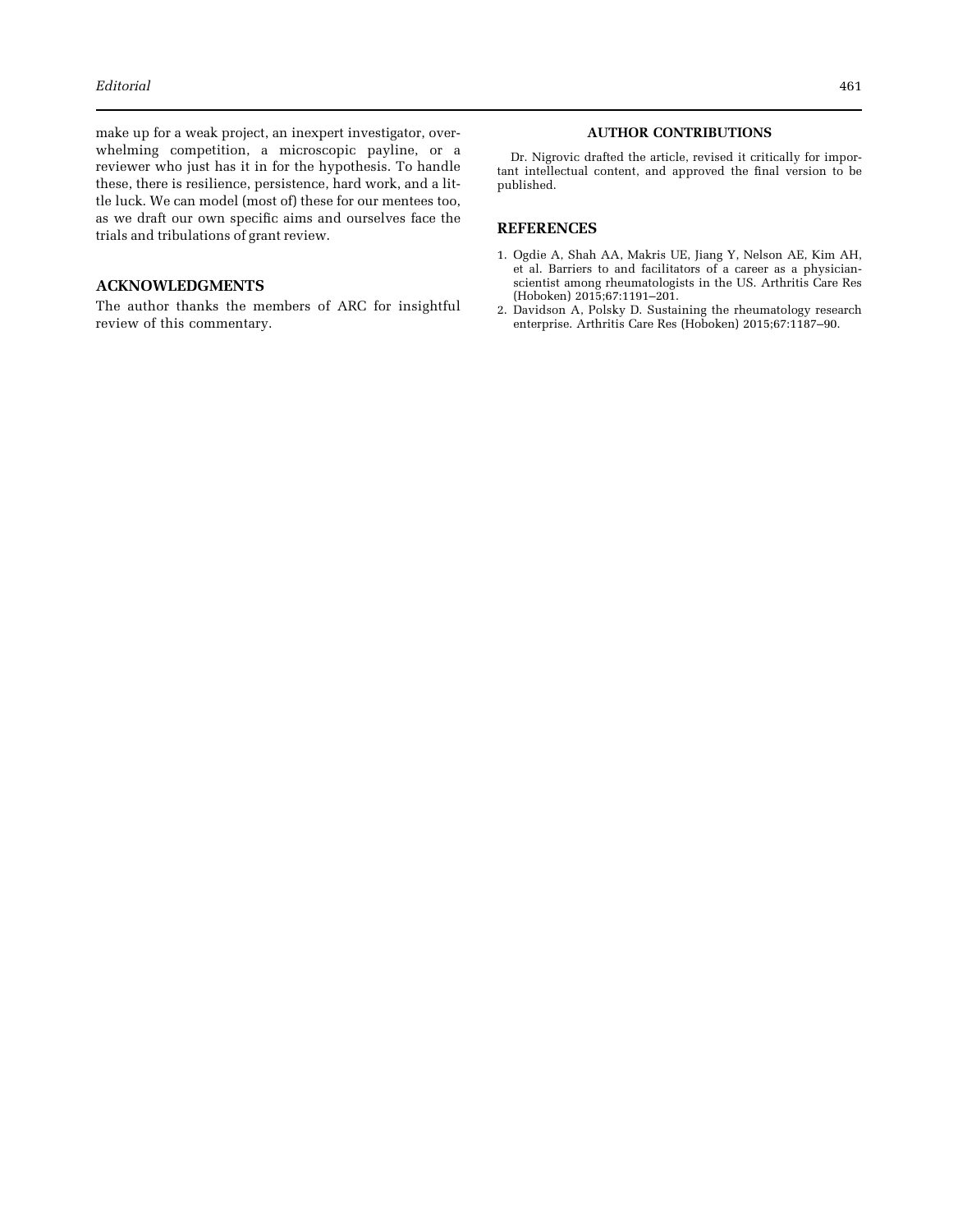make up for a weak project, an inexpert investigator, overwhelming competition, a microscopic payline, or a reviewer who just has it in for the hypothesis. To handle these, there is resilience, persistence, hard work, and a little luck. We can model (most of) these for our mentees too, as we draft our own specific aims and ourselves face the trials and tribulations of grant review.

## ACKNOWLEDGMENTS

The author thanks the members of ARC for insightful review of this commentary.

## AUTHOR CONTRIBUTIONS

Dr. Nigrovic drafted the article, revised it critically for important intellectual content, and approved the final version to be published.

## REFERENCES

1. Ogdie A, Shah AA, Makris UE, Jiang Y, Nelson AE, Kim AH, et al. Barriers to and facilitators of a career as a physician-scientist among rheumatologists in the US. Arthritis Care Res (Hoboken) 2015;67:1191–201.
2. Davidson A, Polsky D. Sustaining the rheumatology research enterprise. Arthritis Care Res (Hoboken) 2015;67:1187–90.